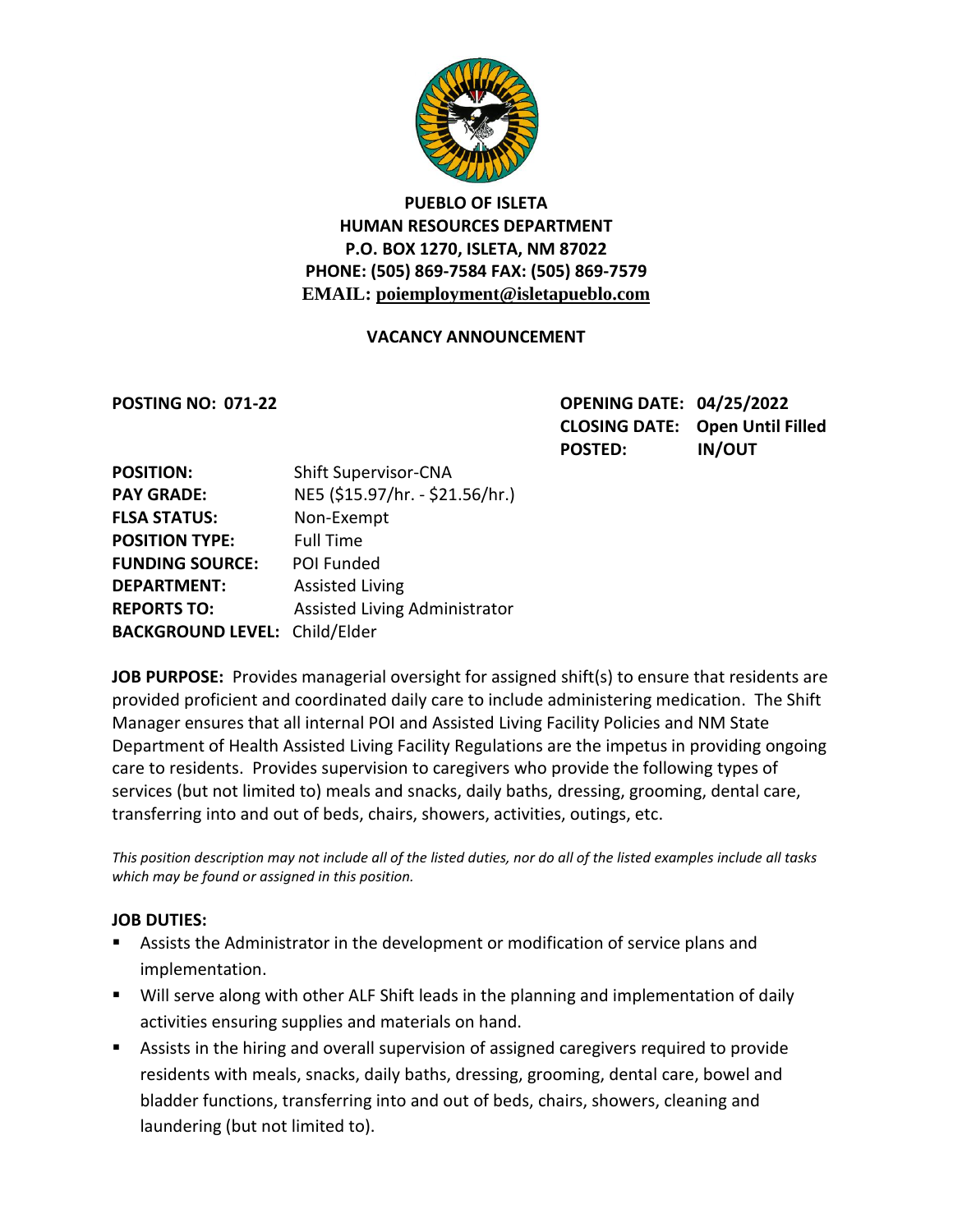# PUEBLO OF ISLETA
## HUMAN RESOURCES DEPARTMENT
**P.O. BOX 1270, ISLETA, NM 87022**
**PHONE: (505) 869-7584 FAX: (505) 869-7579**
**EMAIL: poiemployment@isletapueblo.com**

## VACANCY ANNOUNCEMENT

**POSTING NO: 071-22**

**OPENING DATE:** 04/25/2022
**CLOSING DATE:** Open Until Filled
**POSTED:** IN/OUT

| | |
|---|---|
| **POSITION:** | Shift Supervisor-CNA |
| **PAY GRADE:** | NE5 ($15.97/hr. - $21.56/hr.) |
| **FLSA STATUS:** | Non-Exempt |
| **POSITION TYPE:** | Full Time |
| **FUNDING SOURCE:** | POI Funded |
| **DEPARTMENT:** | Assisted Living |
| **REPORTS TO:** | Assisted Living Administrator |
| **BACKGROUND LEVEL:** | Child/Elder |

**JOB PURPOSE:** Provides managerial oversight for assigned shift(s) to ensure that residents are provided proficient and coordinated daily care to include administering medication. The Shift Manager ensures that all internal POI and Assisted Living Facility Policies and NM State Department of Health Assisted Living Facility Regulations are the impetus in providing ongoing care to residents. Provides supervision to caregivers who provide the following types of services (but not limited to) meals and snacks, daily baths, dressing, grooming, dental care, transferring into and out of beds, chairs, showers, activities, outings, etc.

*This position description may not include all of the listed duties, nor do all of the listed examples include all tasks which may be found or assigned in this position.*

**JOB DUTIES:**

- Assists the Administrator in the development or modification of service plans and implementation.
- Will serve along with other ALF Shift leads in the planning and implementation of daily activities ensuring supplies and materials on hand.
- Assists in the hiring and overall supervision of assigned caregivers required to provide residents with meals, snacks, daily baths, dressing, grooming, dental care, bowel and bladder functions, transferring into and out of beds, chairs, showers, cleaning and laundering (but not limited to).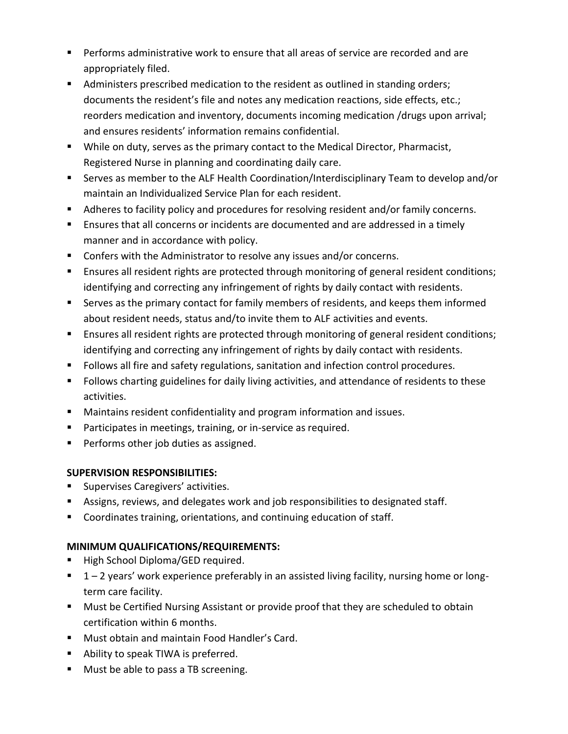- Performs administrative work to ensure that all areas of service are recorded and are appropriately filed.
- Administers prescribed medication to the resident as outlined in standing orders; documents the resident's file and notes any medication reactions, side effects, etc.; reorders medication and inventory, documents incoming medication /drugs upon arrival; and ensures residents' information remains confidential.
- While on duty, serves as the primary contact to the Medical Director, Pharmacist, Registered Nurse in planning and coordinating daily care.
- Serves as member to the ALF Health Coordination/Interdisciplinary Team to develop and/or maintain an Individualized Service Plan for each resident.
- Adheres to facility policy and procedures for resolving resident and/or family concerns.
- Ensures that all concerns or incidents are documented and are addressed in a timely manner and in accordance with policy.
- Confers with the Administrator to resolve any issues and/or concerns.
- Ensures all resident rights are protected through monitoring of general resident conditions; identifying and correcting any infringement of rights by daily contact with residents.
- Serves as the primary contact for family members of residents, and keeps them informed about resident needs, status and/to invite them to ALF activities and events.
- Ensures all resident rights are protected through monitoring of general resident conditions; identifying and correcting any infringement of rights by daily contact with residents.
- Follows all fire and safety regulations, sanitation and infection control procedures.
- Follows charting guidelines for daily living activities, and attendance of residents to these activities.
- Maintains resident confidentiality and program information and issues.
- Participates in meetings, training, or in-service as required.
- Performs other job duties as assigned.

**SUPERVISION RESPONSIBILITIES:**

- Supervises Caregivers' activities.
- Assigns, reviews, and delegates work and job responsibilities to designated staff.
- Coordinates training, orientations, and continuing education of staff.

**MINIMUM QUALIFICATIONS/REQUIREMENTS:**

- High School Diploma/GED required.
- 1 – 2 years' work experience preferably in an assisted living facility, nursing home or long-term care facility.
- Must be Certified Nursing Assistant or provide proof that they are scheduled to obtain certification within 6 months.
- Must obtain and maintain Food Handler's Card.
- Ability to speak TIWA is preferred.
- Must be able to pass a TB screening.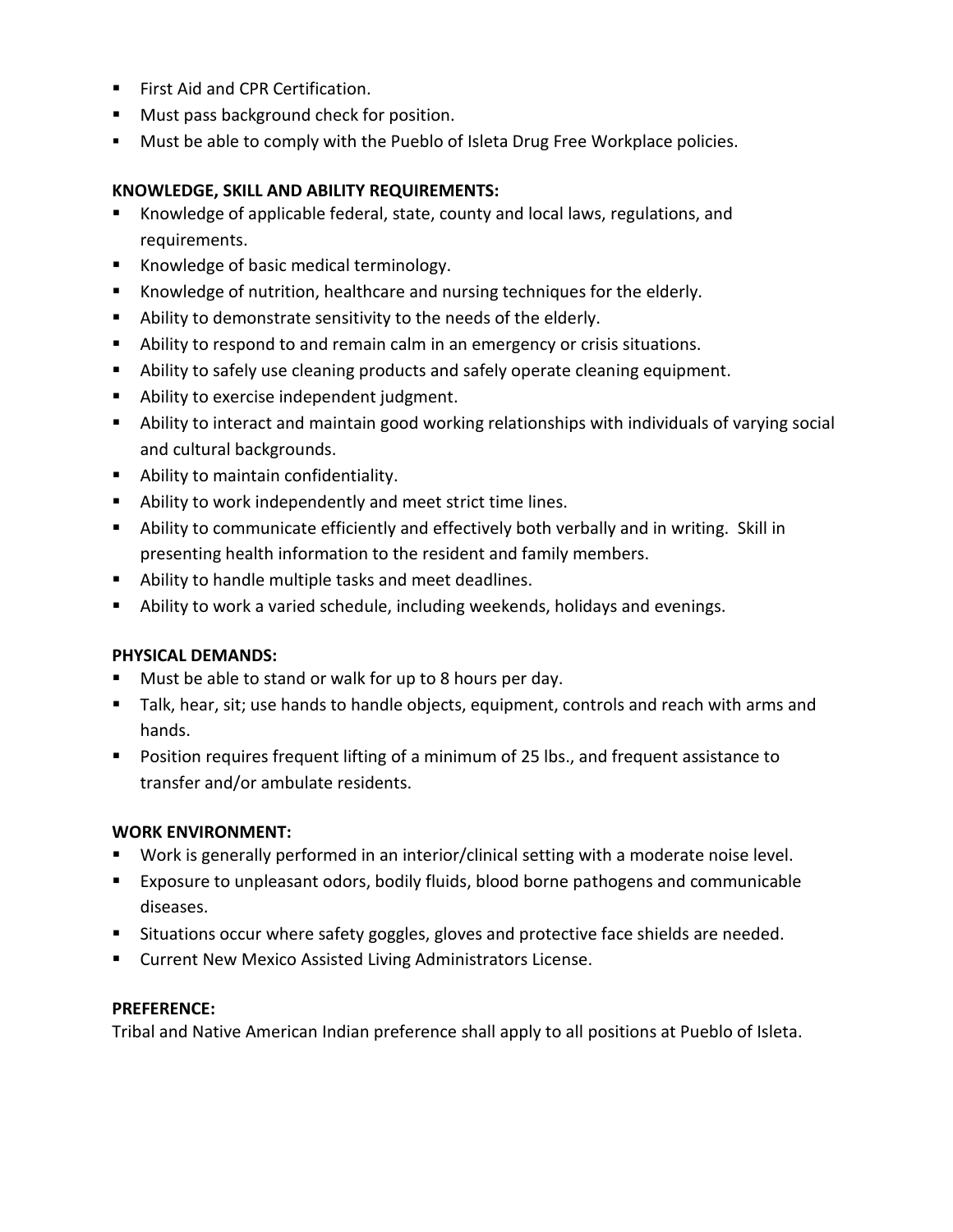- First Aid and CPR Certification.
- Must pass background check for position.
- Must be able to comply with the Pueblo of Isleta Drug Free Workplace policies.

**KNOWLEDGE, SKILL AND ABILITY REQUIREMENTS:**

- Knowledge of applicable federal, state, county and local laws, regulations, and requirements.
- Knowledge of basic medical terminology.
- Knowledge of nutrition, healthcare and nursing techniques for the elderly.
- Ability to demonstrate sensitivity to the needs of the elderly.
- Ability to respond to and remain calm in an emergency or crisis situations.
- Ability to safely use cleaning products and safely operate cleaning equipment.
- Ability to exercise independent judgment.
- Ability to interact and maintain good working relationships with individuals of varying social and cultural backgrounds.
- Ability to maintain confidentiality.
- Ability to work independently and meet strict time lines.
- Ability to communicate efficiently and effectively both verbally and in writing. Skill in presenting health information to the resident and family members.
- Ability to handle multiple tasks and meet deadlines.
- Ability to work a varied schedule, including weekends, holidays and evenings.

**PHYSICAL DEMANDS:**

- Must be able to stand or walk for up to 8 hours per day.
- Talk, hear, sit; use hands to handle objects, equipment, controls and reach with arms and hands.
- Position requires frequent lifting of a minimum of 25 lbs., and frequent assistance to transfer and/or ambulate residents.

**WORK ENVIRONMENT:**

- Work is generally performed in an interior/clinical setting with a moderate noise level.
- Exposure to unpleasant odors, bodily fluids, blood borne pathogens and communicable diseases.
- Situations occur where safety goggles, gloves and protective face shields are needed.
- Current New Mexico Assisted Living Administrators License.

**PREFERENCE:**

Tribal and Native American Indian preference shall apply to all positions at Pueblo of Isleta.